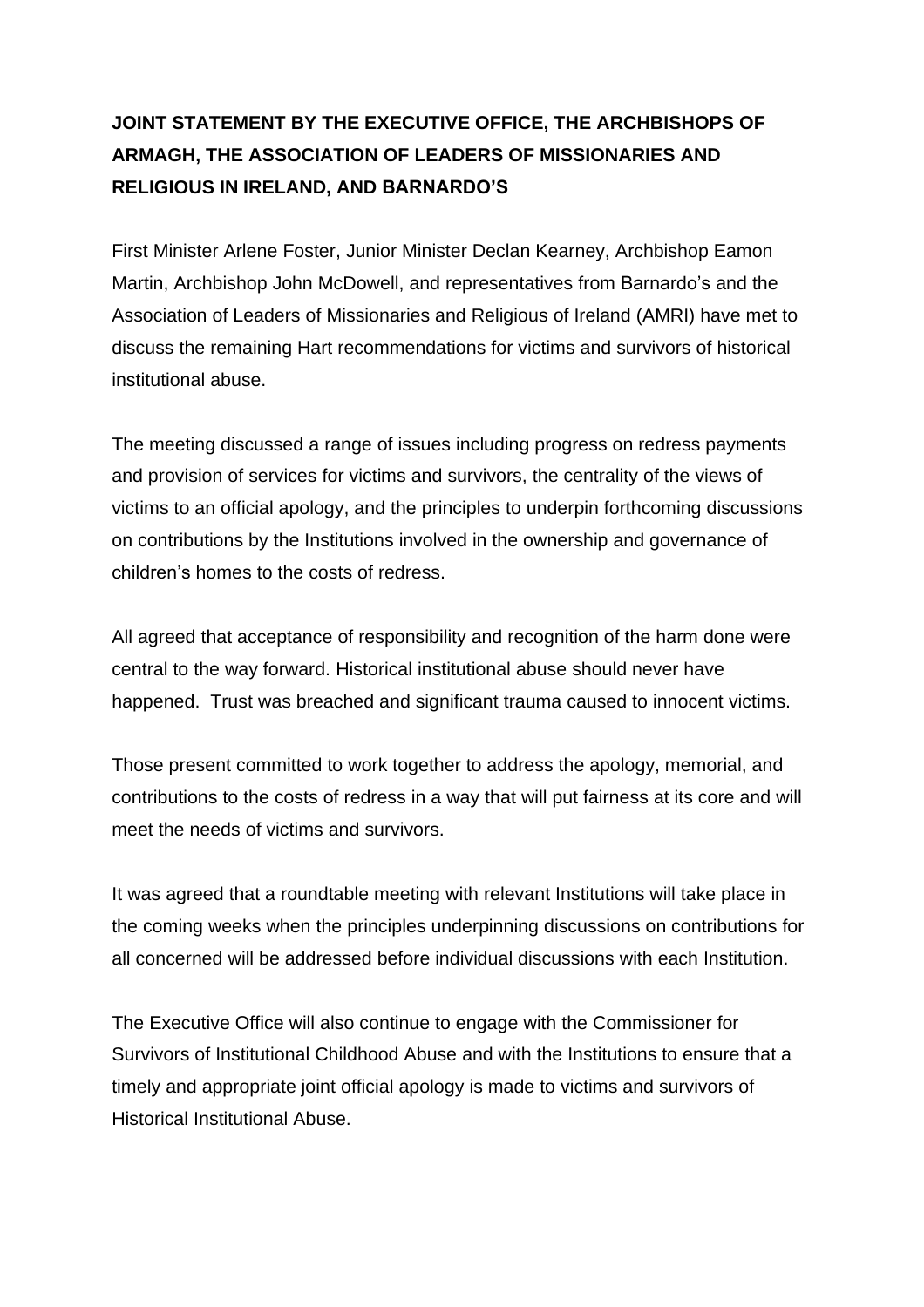**JOINT STATEMENT BY THE EXECUTIVE OFFICE, THE ARCHBISHOPS OF ARMAGH, THE ASSOCIATION OF LEADERS OF MISSIONARIES AND RELIGIOUS IN IRELAND, AND BARNARDO'S**

First Minister Arlene Foster, Junior Minister Declan Kearney, Archbishop Eamon Martin, Archbishop John McDowell, and representatives from Barnardo's and the Association of Leaders of Missionaries and Religious of Ireland (AMRI) have met to discuss the remaining Hart recommendations for victims and survivors of historical institutional abuse.

The meeting discussed a range of issues including progress on redress payments and provision of services for victims and survivors, the centrality of the views of victims to an official apology, and the principles to underpin forthcoming discussions on contributions by the Institutions involved in the ownership and governance of children's homes to the costs of redress.

All agreed that acceptance of responsibility and recognition of the harm done were central to the way forward. Historical institutional abuse should never have happened. Trust was breached and significant trauma caused to innocent victims.

Those present committed to work together to address the apology, memorial, and contributions to the costs of redress in a way that will put fairness at its core and will meet the needs of victims and survivors.

It was agreed that a roundtable meeting with relevant Institutions will take place in the coming weeks when the principles underpinning discussions on contributions for all concerned will be addressed before individual discussions with each Institution.

The Executive Office will also continue to engage with the Commissioner for Survivors of Institutional Childhood Abuse and with the Institutions to ensure that a timely and appropriate joint official apology is made to victims and survivors of Historical Institutional Abuse.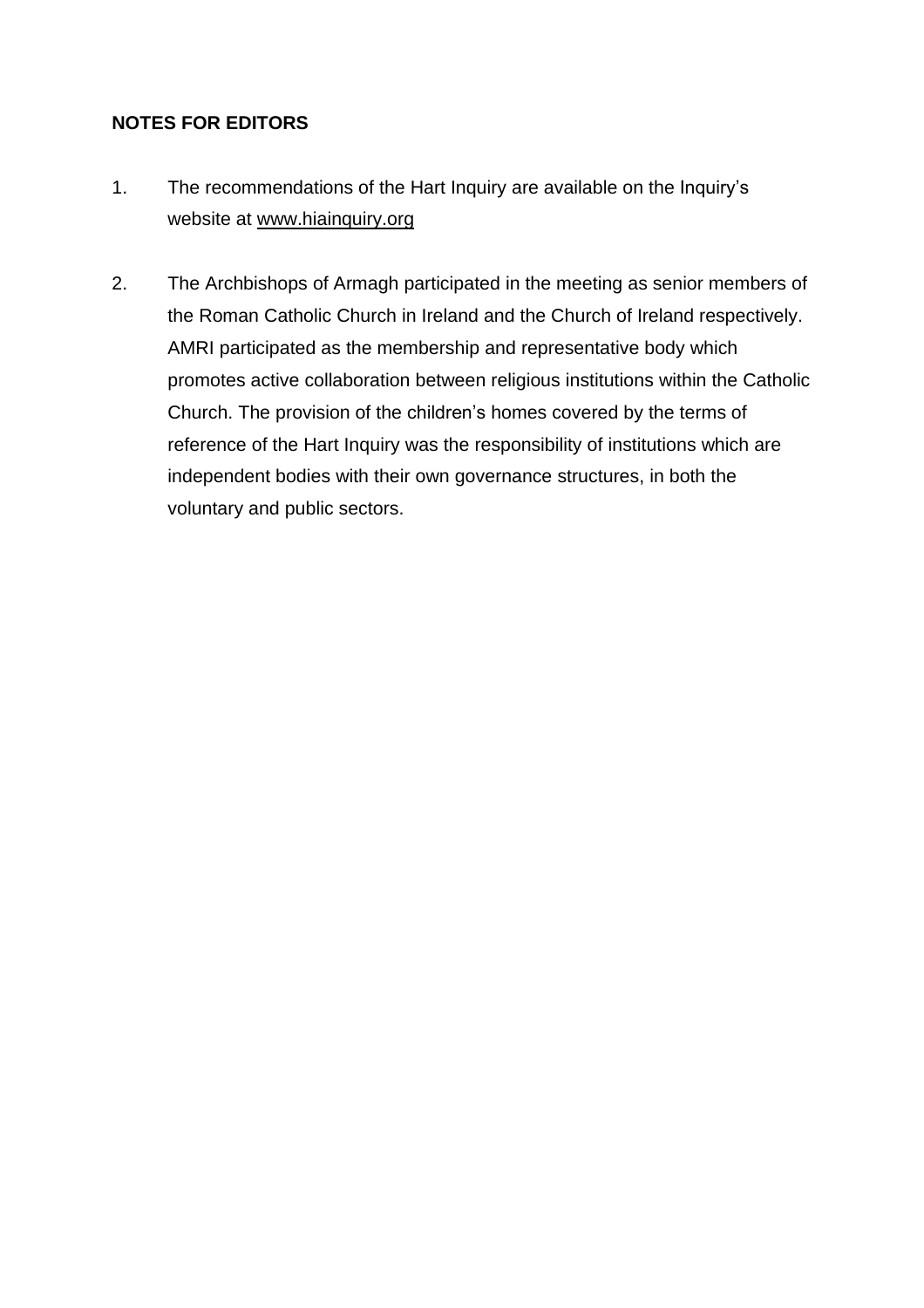**NOTES FOR EDITORS**

1. The recommendations of the Hart Inquiry are available on the Inquiry's website at www.hiainquiry.org

2. The Archbishops of Armagh participated in the meeting as senior members of the Roman Catholic Church in Ireland and the Church of Ireland respectively. AMRI participated as the membership and representative body which promotes active collaboration between religious institutions within the Catholic Church. The provision of the children's homes covered by the terms of reference of the Hart Inquiry was the responsibility of institutions which are independent bodies with their own governance structures, in both the voluntary and public sectors.